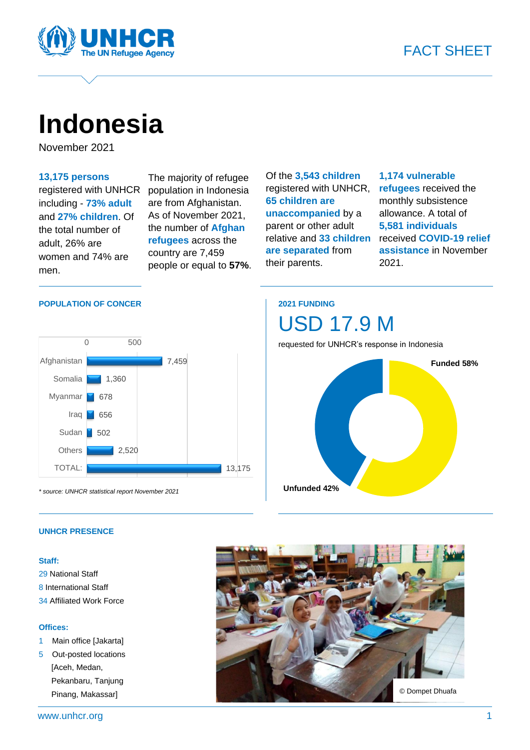FACT SHEET

# Indonesia

November 2021

**13,175 persons** registered with UNHCR including - **73% adult** and **27% children**. Of the total number of adult, 26% are women and 74% are men.

The majority of refugee population in Indonesia are from Afghanistan. As of November 2021, the number of **Afghan refugees** across the country are 7,459 people or equal to **57%**.

Of the **3,543 children** registered with UNHCR, **65 children are unaccompanied** by a parent or other adult relative and **33 children are separated** from their parents.

**1,174 vulnerable refugees** received the monthly subsistence allowance. A total of **5,581 individuals** received **COVID-19 relief assistance** in November 2021.

## POPULATION OF CONCER

| Country | Persons |
|---|---|
| Afghanistan | 7,459 |
| Somalia | 1,360 |
| Myanmar | 678 |
| Iraq | 656 |
| Sudan | 502 |
| Others | 2,520 |
| TOTAL: | 13,175 |

*\* source: UNHCR statistical report November 2021*

## 2021 FUNDING

USD 17.9 M

requested for UNHCR's response in Indonesia

- Funded 58%
- Unfunded 42%

## UNHCR PRESENCE

**Staff:**

29 National Staff
8 International Staff
34 Affiliated Work Force

**Offices:**

1 Main office [Jakarta]
5 Out-posted locations [Aceh, Medan, Pekanbaru, Tanjung Pinang, Makassar]

© Dompet Dhuafa

www.unhcr.org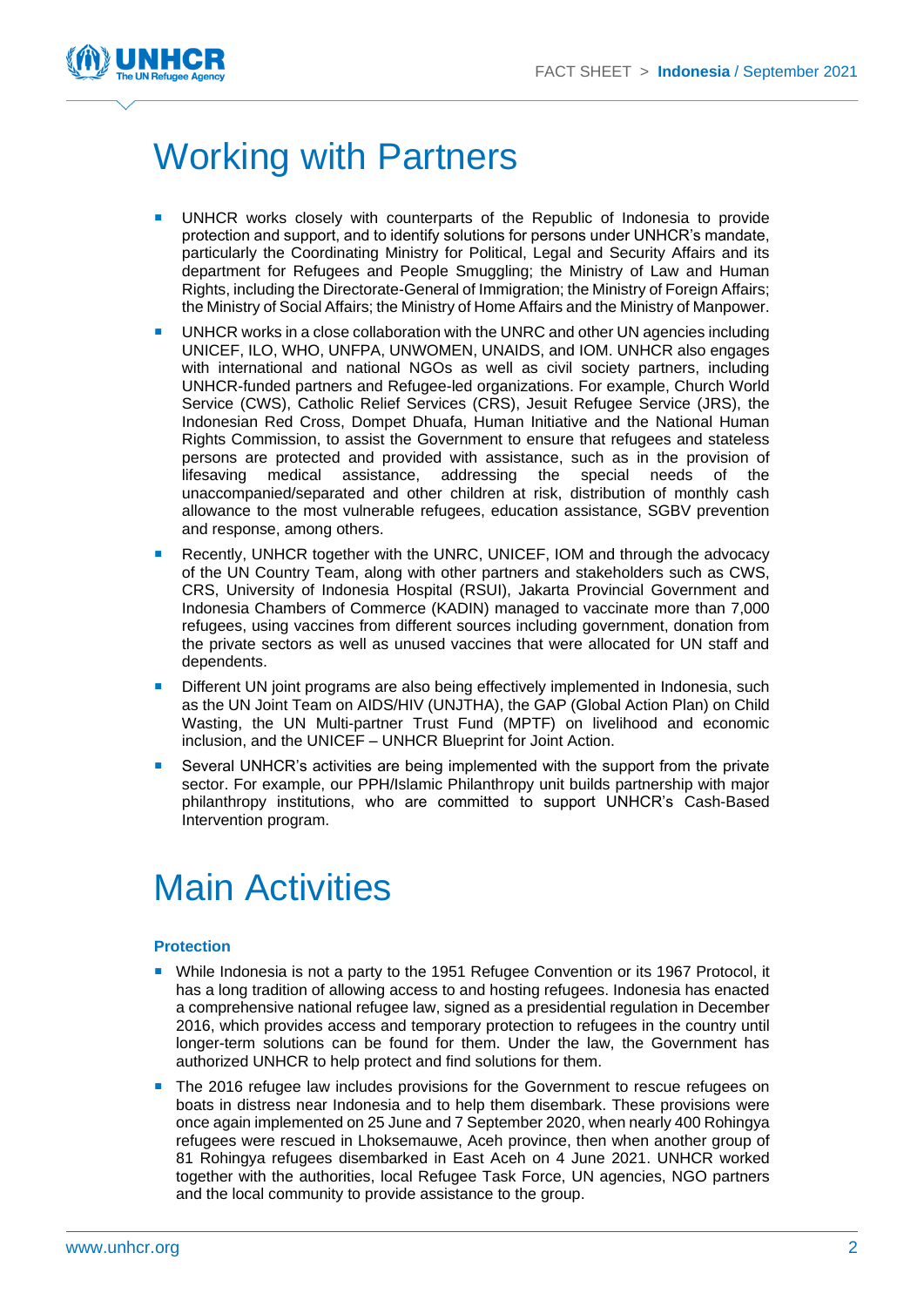# Working with Partners

- UNHCR works closely with counterparts of the Republic of Indonesia to provide protection and support, and to identify solutions for persons under UNHCR's mandate, particularly the Coordinating Ministry for Political, Legal and Security Affairs and its department for Refugees and People Smuggling; the Ministry of Law and Human Rights, including the Directorate-General of Immigration; the Ministry of Foreign Affairs; the Ministry of Social Affairs; the Ministry of Home Affairs and the Ministry of Manpower.
- UNHCR works in a close collaboration with the UNRC and other UN agencies including UNICEF, ILO, WHO, UNFPA, UNWOMEN, UNAIDS, and IOM. UNHCR also engages with international and national NGOs as well as civil society partners, including UNHCR-funded partners and Refugee-led organizations. For example, Church World Service (CWS), Catholic Relief Services (CRS), Jesuit Refugee Service (JRS), the Indonesian Red Cross, Dompet Dhuafa, Human Initiative and the National Human Rights Commission, to assist the Government to ensure that refugees and stateless persons are protected and provided with assistance, such as in the provision of lifesaving medical assistance, addressing the special needs of the unaccompanied/separated and other children at risk, distribution of monthly cash allowance to the most vulnerable refugees, education assistance, SGBV prevention and response, among others.
- Recently, UNHCR together with the UNRC, UNICEF, IOM and through the advocacy of the UN Country Team, along with other partners and stakeholders such as CWS, CRS, University of Indonesia Hospital (RSUI), Jakarta Provincial Government and Indonesia Chambers of Commerce (KADIN) managed to vaccinate more than 7,000 refugees, using vaccines from different sources including government, donation from the private sectors as well as unused vaccines that were allocated for UN staff and dependents.
- Different UN joint programs are also being effectively implemented in Indonesia, such as the UN Joint Team on AIDS/HIV (UNJTHA), the GAP (Global Action Plan) on Child Wasting, the UN Multi-partner Trust Fund (MPTF) on livelihood and economic inclusion, and the UNICEF – UNHCR Blueprint for Joint Action.
- Several UNHCR's activities are being implemented with the support from the private sector. For example, our PPH/Islamic Philanthropy unit builds partnership with major philanthropy institutions, who are committed to support UNHCR's Cash-Based Intervention program.

# Main Activities

### Protection

- While Indonesia is not a party to the 1951 Refugee Convention or its 1967 Protocol, it has a long tradition of allowing access to and hosting refugees. Indonesia has enacted a comprehensive national refugee law, signed as a presidential regulation in December 2016, which provides access and temporary protection to refugees in the country until longer-term solutions can be found for them. Under the law, the Government has authorized UNHCR to help protect and find solutions for them.
- The 2016 refugee law includes provisions for the Government to rescue refugees on boats in distress near Indonesia and to help them disembark. These provisions were once again implemented on 25 June and 7 September 2020, when nearly 400 Rohingya refugees were rescued in Lhoksemauwe, Aceh province, then when another group of 81 Rohingya refugees disembarked in East Aceh on 4 June 2021. UNHCR worked together with the authorities, local Refugee Task Force, UN agencies, NGO partners and the local community to provide assistance to the group.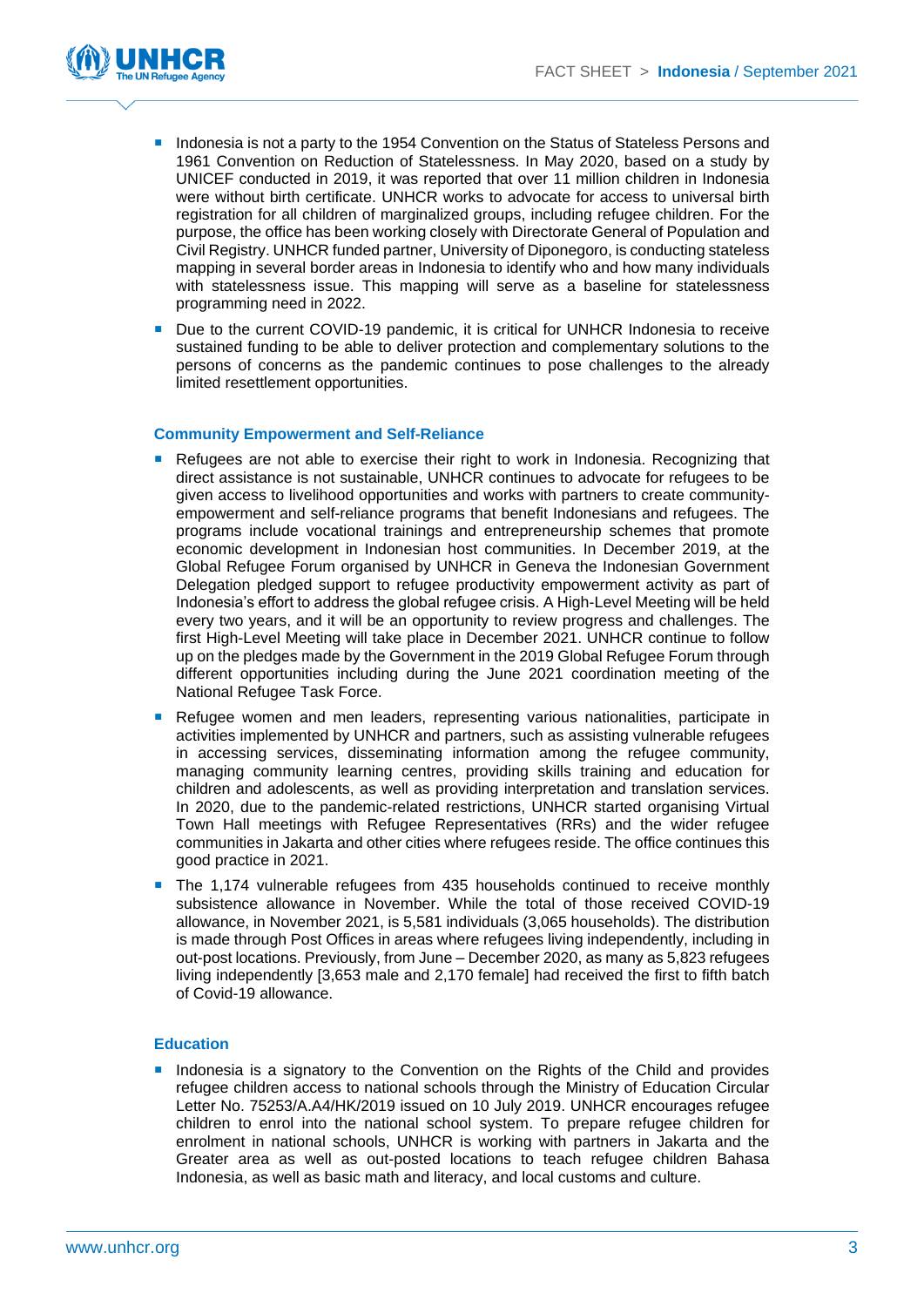- Indonesia is not a party to the 1954 Convention on the Status of Stateless Persons and 1961 Convention on Reduction of Statelessness. In May 2020, based on a study by UNICEF conducted in 2019, it was reported that over 11 million children in Indonesia were without birth certificate. UNHCR works to advocate for access to universal birth registration for all children of marginalized groups, including refugee children. For the purpose, the office has been working closely with Directorate General of Population and Civil Registry. UNHCR funded partner, University of Diponegoro, is conducting stateless mapping in several border areas in Indonesia to identify who and how many individuals with statelessness issue. This mapping will serve as a baseline for statelessness programming need in 2022.
- Due to the current COVID-19 pandemic, it is critical for UNHCR Indonesia to receive sustained funding to be able to deliver protection and complementary solutions to the persons of concerns as the pandemic continues to pose challenges to the already limited resettlement opportunities.

### Community Empowerment and Self-Reliance

- Refugees are not able to exercise their right to work in Indonesia. Recognizing that direct assistance is not sustainable, UNHCR continues to advocate for refugees to be given access to livelihood opportunities and works with partners to create community-empowerment and self-reliance programs that benefit Indonesians and refugees. The programs include vocational trainings and entrepreneurship schemes that promote economic development in Indonesian host communities. In December 2019, at the Global Refugee Forum organised by UNHCR in Geneva the Indonesian Government Delegation pledged support to refugee productivity empowerment activity as part of Indonesia's effort to address the global refugee crisis. A High-Level Meeting will be held every two years, and it will be an opportunity to review progress and challenges. The first High-Level Meeting will take place in December 2021. UNHCR continue to follow up on the pledges made by the Government in the 2019 Global Refugee Forum through different opportunities including during the June 2021 coordination meeting of the National Refugee Task Force.
- Refugee women and men leaders, representing various nationalities, participate in activities implemented by UNHCR and partners, such as assisting vulnerable refugees in accessing services, disseminating information among the refugee community, managing community learning centres, providing skills training and education for children and adolescents, as well as providing interpretation and translation services. In 2020, due to the pandemic-related restrictions, UNHCR started organising Virtual Town Hall meetings with Refugee Representatives (RRs) and the wider refugee communities in Jakarta and other cities where refugees reside. The office continues this good practice in 2021.
- The 1,174 vulnerable refugees from 435 households continued to receive monthly subsistence allowance in November. While the total of those received COVID-19 allowance, in November 2021, is 5,581 individuals (3,065 households). The distribution is made through Post Offices in areas where refugees living independently, including in out-post locations. Previously, from June – December 2020, as many as 5,823 refugees living independently [3,653 male and 2,170 female] had received the first to fifth batch of Covid-19 allowance.

### Education

- Indonesia is a signatory to the Convention on the Rights of the Child and provides refugee children access to national schools through the Ministry of Education Circular Letter No. 75253/A.A4/HK/2019 issued on 10 July 2019. UNHCR encourages refugee children to enrol into the national school system. To prepare refugee children for enrolment in national schools, UNHCR is working with partners in Jakarta and the Greater area as well as out-posted locations to teach refugee children Bahasa Indonesia, as well as basic math and literacy, and local customs and culture.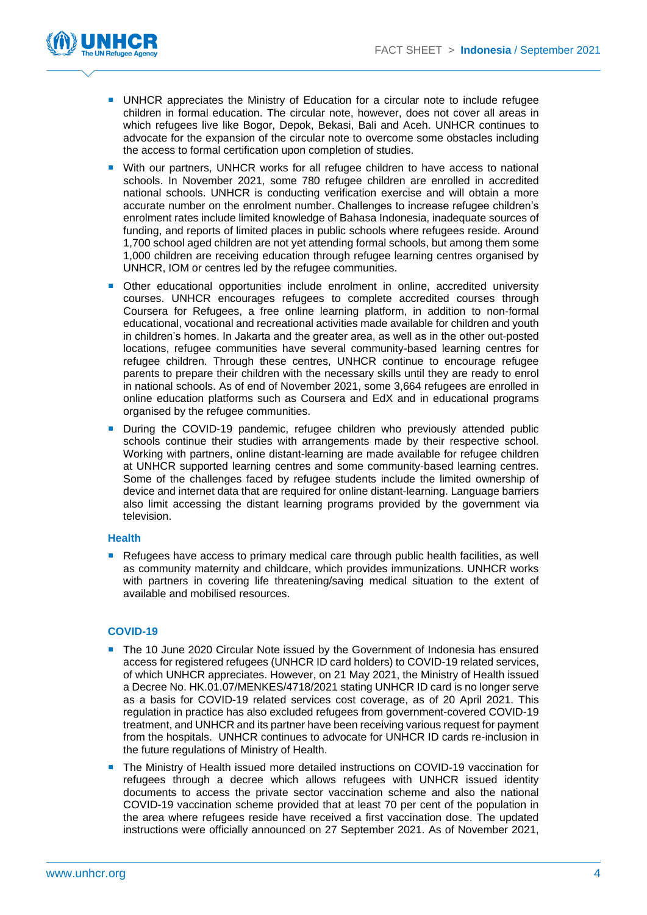- UNHCR appreciates the Ministry of Education for a circular note to include refugee children in formal education. The circular note, however, does not cover all areas in which refugees live like Bogor, Depok, Bekasi, Bali and Aceh. UNHCR continues to advocate for the expansion of the circular note to overcome some obstacles including the access to formal certification upon completion of studies.
- With our partners, UNHCR works for all refugee children to have access to national schools. In November 2021, some 780 refugee children are enrolled in accredited national schools. UNHCR is conducting verification exercise and will obtain a more accurate number on the enrolment number. Challenges to increase refugee children's enrolment rates include limited knowledge of Bahasa Indonesia, inadequate sources of funding, and reports of limited places in public schools where refugees reside. Around 1,700 school aged children are not yet attending formal schools, but among them some 1,000 children are receiving education through refugee learning centres organised by UNHCR, IOM or centres led by the refugee communities.
- Other educational opportunities include enrolment in online, accredited university courses. UNHCR encourages refugees to complete accredited courses through Coursera for Refugees, a free online learning platform, in addition to non-formal educational, vocational and recreational activities made available for children and youth in children's homes. In Jakarta and the greater area, as well as in the other out-posted locations, refugee communities have several community-based learning centres for refugee children. Through these centres, UNHCR continue to encourage refugee parents to prepare their children with the necessary skills until they are ready to enrol in national schools. As of end of November 2021, some 3,664 refugees are enrolled in online education platforms such as Coursera and EdX and in educational programs organised by the refugee communities.
- During the COVID-19 pandemic, refugee children who previously attended public schools continue their studies with arrangements made by their respective school. Working with partners, online distant-learning are made available for refugee children at UNHCR supported learning centres and some community-based learning centres. Some of the challenges faced by refugee students include the limited ownership of device and internet data that are required for online distant-learning. Language barriers also limit accessing the distant learning programs provided by the government via television.

### Health

- Refugees have access to primary medical care through public health facilities, as well as community maternity and childcare, which provides immunizations. UNHCR works with partners in covering life threatening/saving medical situation to the extent of available and mobilised resources.

### COVID-19

- The 10 June 2020 Circular Note issued by the Government of Indonesia has ensured access for registered refugees (UNHCR ID card holders) to COVID-19 related services, of which UNHCR appreciates. However, on 21 May 2021, the Ministry of Health issued a Decree No. HK.01.07/MENKES/4718/2021 stating UNHCR ID card is no longer serve as a basis for COVID-19 related services cost coverage, as of 20 April 2021. This regulation in practice has also excluded refugees from government-covered COVID-19 treatment, and UNHCR and its partner have been receiving various request for payment from the hospitals. UNHCR continues to advocate for UNHCR ID cards re-inclusion in the future regulations of Ministry of Health.
- The Ministry of Health issued more detailed instructions on COVID-19 vaccination for refugees through a decree which allows refugees with UNHCR issued identity documents to access the private sector vaccination scheme and also the national COVID-19 vaccination scheme provided that at least 70 per cent of the population in the area where refugees reside have received a first vaccination dose. The updated instructions were officially announced on 27 September 2021. As of November 2021,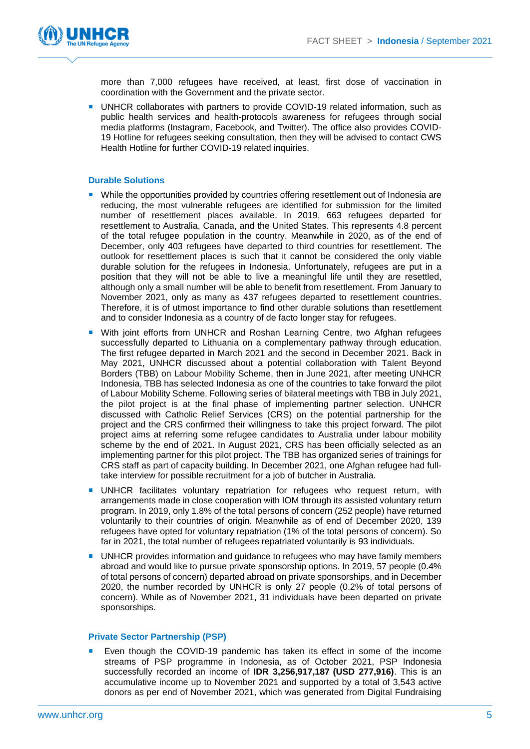more than 7,000 refugees have received, at least, first dose of vaccination in coordination with the Government and the private sector.

- UNHCR collaborates with partners to provide COVID-19 related information, such as public health services and health-protocols awareness for refugees through social media platforms (Instagram, Facebook, and Twitter). The office also provides COVID-19 Hotline for refugees seeking consultation, then they will be advised to contact CWS Health Hotline for further COVID-19 related inquiries.

### Durable Solutions

- While the opportunities provided by countries offering resettlement out of Indonesia are reducing, the most vulnerable refugees are identified for submission for the limited number of resettlement places available. In 2019, 663 refugees departed for resettlement to Australia, Canada, and the United States. This represents 4.8 percent of the total refugee population in the country. Meanwhile in 2020, as of the end of December, only 403 refugees have departed to third countries for resettlement. The outlook for resettlement places is such that it cannot be considered the only viable durable solution for the refugees in Indonesia. Unfortunately, refugees are put in a position that they will not be able to live a meaningful life until they are resettled, although only a small number will be able to benefit from resettlement. From January to November 2021, only as many as 437 refugees departed to resettlement countries. Therefore, it is of utmost importance to find other durable solutions than resettlement and to consider Indonesia as a country of de facto longer stay for refugees.
- With joint efforts from UNHCR and Roshan Learning Centre, two Afghan refugees successfully departed to Lithuania on a complementary pathway through education. The first refugee departed in March 2021 and the second in December 2021. Back in May 2021, UNHCR discussed about a potential collaboration with Talent Beyond Borders (TBB) on Labour Mobility Scheme, then in June 2021, after meeting UNHCR Indonesia, TBB has selected Indonesia as one of the countries to take forward the pilot of Labour Mobility Scheme. Following series of bilateral meetings with TBB in July 2021, the pilot project is at the final phase of implementing partner selection. UNHCR discussed with Catholic Relief Services (CRS) on the potential partnership for the project and the CRS confirmed their willingness to take this project forward. The pilot project aims at referring some refugee candidates to Australia under labour mobility scheme by the end of 2021. In August 2021, CRS has been officially selected as an implementing partner for this pilot project. The TBB has organized series of trainings for CRS staff as part of capacity building. In December 2021, one Afghan refugee had full-take interview for possible recruitment for a job of butcher in Australia.
- UNHCR facilitates voluntary repatriation for refugees who request return, with arrangements made in close cooperation with IOM through its assisted voluntary return program. In 2019, only 1.8% of the total persons of concern (252 people) have returned voluntarily to their countries of origin. Meanwhile as of end of December 2020, 139 refugees have opted for voluntary repatriation (1% of the total persons of concern). So far in 2021, the total number of refugees repatriated voluntarily is 93 individuals.
- UNHCR provides information and guidance to refugees who may have family members abroad and would like to pursue private sponsorship options. In 2019, 57 people (0.4% of total persons of concern) departed abroad on private sponsorships, and in December 2020, the number recorded by UNHCR is only 27 people (0.2% of total persons of concern). While as of November 2021, 31 individuals have been departed on private sponsorships.

### Private Sector Partnership (PSP)

- Even though the COVID-19 pandemic has taken its effect in some of the income streams of PSP programme in Indonesia, as of October 2021, PSP Indonesia successfully recorded an income of **IDR 3,256,917,187 (USD 277,916)**. This is an accumulative income up to November 2021 and supported by a total of 3,543 active donors as per end of November 2021, which was generated from Digital Fundraising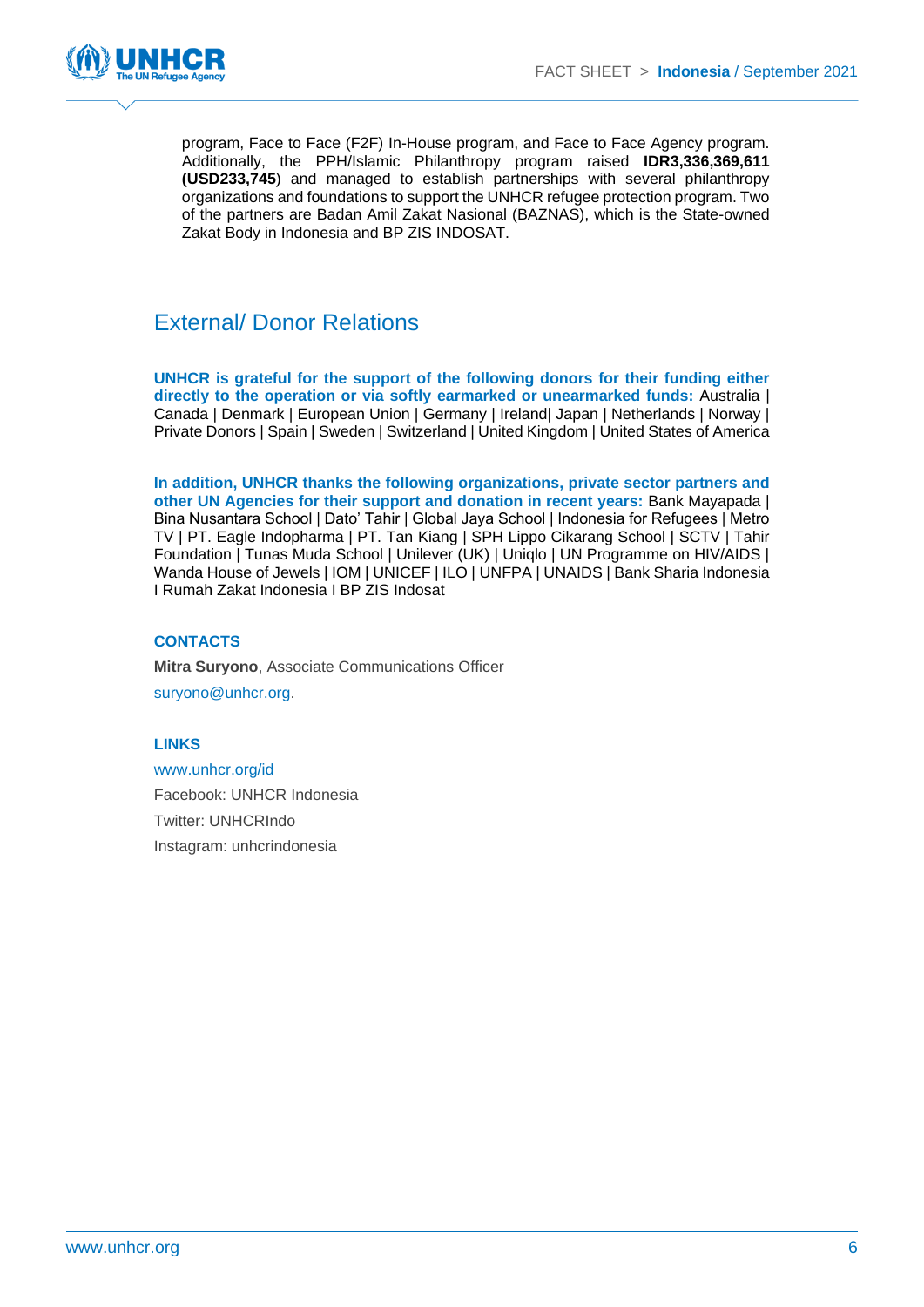program, Face to Face (F2F) In-House program, and Face to Face Agency program. Additionally, the PPH/Islamic Philanthropy program raised **IDR3,336,369,611 (USD233,745**) and managed to establish partnerships with several philanthropy organizations and foundations to support the UNHCR refugee protection program. Two of the partners are Badan Amil Zakat Nasional (BAZNAS), which is the State-owned Zakat Body in Indonesia and BP ZIS INDOSAT.

## External/ Donor Relations

**UNHCR is grateful for the support of the following donors for their funding either directly to the operation or via softly earmarked or unearmarked funds:** Australia | Canada | Denmark | European Union | Germany | Ireland| Japan | Netherlands | Norway | Private Donors | Spain | Sweden | Switzerland | United Kingdom | United States of America

**In addition, UNHCR thanks the following organizations, private sector partners and other UN Agencies for their support and donation in recent years:** Bank Mayapada | Bina Nusantara School | Dato' Tahir | Global Jaya School | Indonesia for Refugees | Metro TV | PT. Eagle Indopharma | PT. Tan Kiang | SPH Lippo Cikarang School | SCTV | Tahir Foundation | Tunas Muda School | Unilever (UK) | Uniqlo | UN Programme on HIV/AIDS | Wanda House of Jewels | IOM | UNICEF | ILO | UNFPA | UNAIDS | Bank Sharia Indonesia I Rumah Zakat Indonesia I BP ZIS Indosat

**CONTACTS**

**Mitra Suryono**, Associate Communications Officer

suryono@unhcr.org.

**LINKS**

www.unhcr.org/id

Facebook: UNHCR Indonesia

Twitter: UNHCRIndo

Instagram: unhcrindonesia